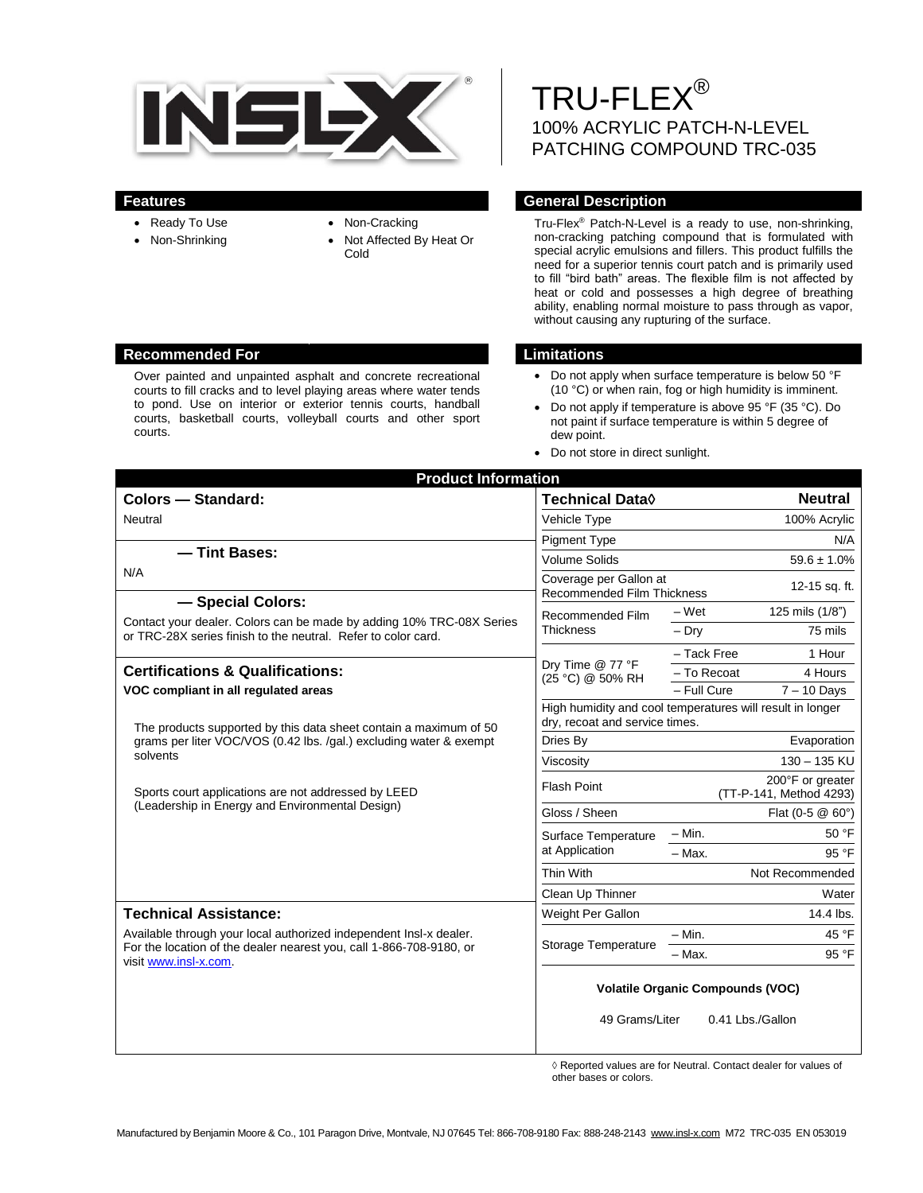# TRU-FLEX®

## 100% ACRYLIC PATCH-N-LEVEL PATCHING COMPOUND TRC-035

## Features

- Ready To Use
- Non-Shrinking
- Non-Cracking
- Not Affected By Heat Or Cold

## General Description

Tru-Flex® Patch-N-Level is a ready to use, non-shrinking, non-cracking patching compound that is formulated with special acrylic emulsions and fillers. This product fulfills the need for a superior tennis court patch and is primarily used to fill "bird bath" areas. The flexible film is not affected by heat or cold and possesses a high degree of breathing ability, enabling normal moisture to pass through as vapor, without causing any rupturing of the surface.

## Recommended For

Over painted and unpainted asphalt and concrete recreational courts to fill cracks and to level playing areas where water tends to pond. Use on interior or exterior tennis courts, handball courts, basketball courts, volleyball courts and other sport courts.

## Limitations

- Do not apply when surface temperature is below 50 °F (10 °C) or when rain, fog or high humidity is imminent.
- Do not apply if temperature is above 95 °F (35 °C). Do not paint if surface temperature is within 5 degree of dew point.
- Do not store in direct sunlight.

## Product Information

### Colors — Standard:

Neutral

### — Tint Bases:

N/A

### — Special Colors:

Contact your dealer. Colors can be made by adding 10% TRC-08X Series or TRC-28X series finish to the neutral. Refer to color card.

### Certifications & Qualifications:

**VOC compliant in all regulated areas**

The products supported by this data sheet contain a maximum of 50 grams per liter VOC/VOS (0.42 lbs. /gal.) excluding water & exempt solvents

Sports court applications are not addressed by LEED (Leadership in Energy and Environmental Design)

### Technical Assistance:

Available through your local authorized independent Insl-x dealer. For the location of the dealer nearest you, call 1-866-708-9180, or visit www.insl-x.com.

| Technical Data◊ | | Neutral |
|---|---|---|
| Vehicle Type | | 100% Acrylic |
| Pigment Type | | N/A |
| Volume Solids | | 59.6 ± 1.0% |
| Coverage per Gallon at Recommended Film Thickness | | 12-15 sq. ft. |
| Recommended Film Thickness | – Wet | 125 mils (1/8") |
| | – Dry | 75 mils |
| Dry Time @ 77 °F (25 °C) @ 50% RH | – Tack Free | 1 Hour |
| | – To Recoat | 4 Hours |
| | – Full Cure | 7 – 10 Days |
| High humidity and cool temperatures will result in longer dry, recoat and service times. | | |
| Dries By | | Evaporation |
| Viscosity | | 130 – 135 KU |
| Flash Point | | 200°F or greater (TT-P-141, Method 4293) |
| Gloss / Sheen | | Flat (0-5 @ 60°) |
| Surface Temperature at Application | – Min. | 50 °F |
| | – Max. | 95 °F |
| Thin With | | Not Recommended |
| Clean Up Thinner | | Water |
| Weight Per Gallon | | 14.4 lbs. |
| Storage Temperature | – Min. | 45 °F |
| | – Max. | 95 °F |

**Volatile Organic Compounds (VOC)**

49 Grams/Liter 0.41 Lbs./Gallon

◊ Reported values are for Neutral. Contact dealer for values of other bases or colors.

Manufactured by Benjamin Moore & Co., 101 Paragon Drive, Montvale, NJ 07645 Tel: 866-708-9180 Fax: 888-248-2143 www.insl-x.com M72 TRC-035 EN 053019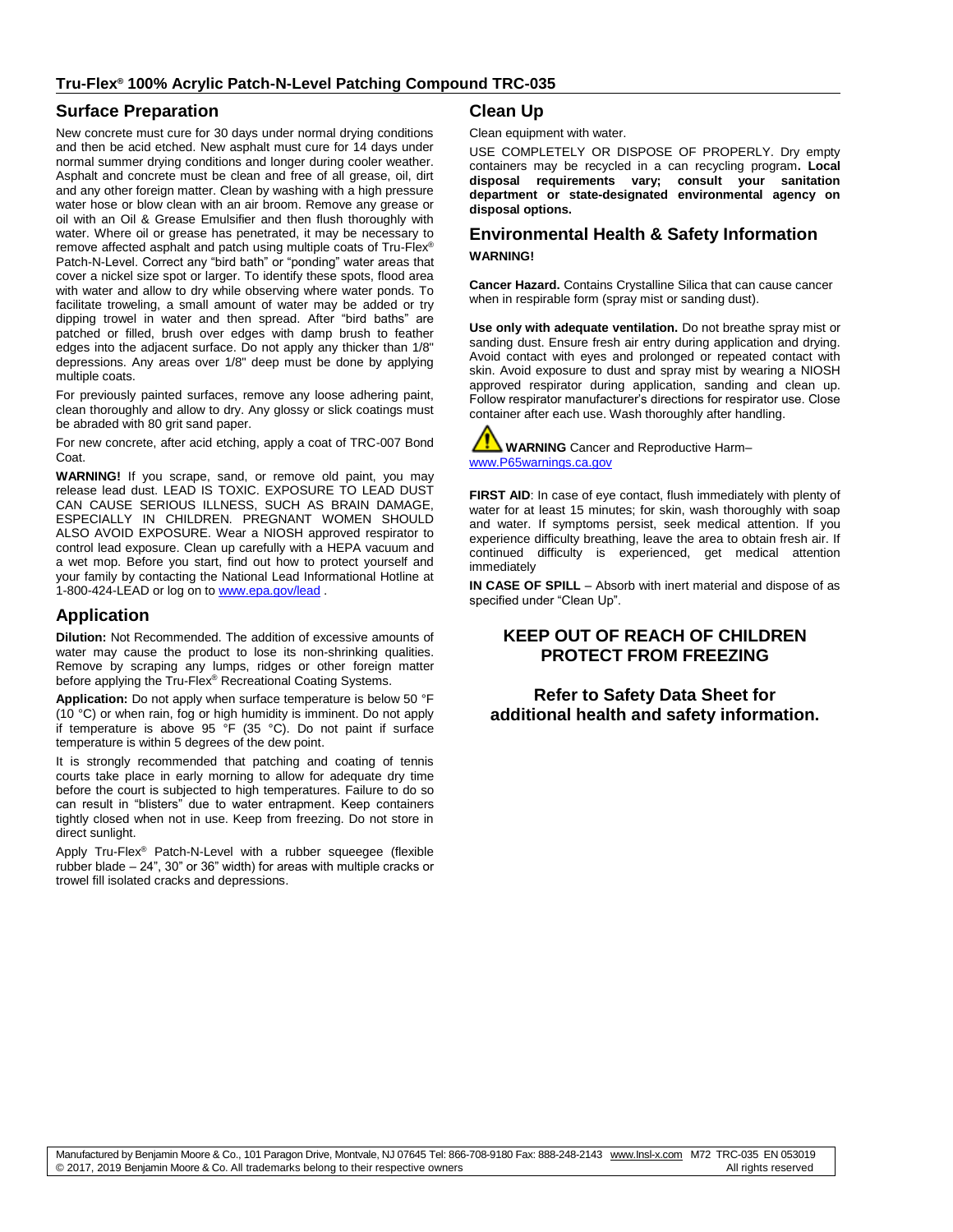# Tru-Flex® 100% Acrylic Patch-N-Level Patching Compound TRC-035

## Surface Preparation

New concrete must cure for 30 days under normal drying conditions and then be acid etched. New asphalt must cure for 14 days under normal summer drying conditions and longer during cooler weather. Asphalt and concrete must be clean and free of all grease, oil, dirt and any other foreign matter. Clean by washing with a high pressure water hose or blow clean with an air broom. Remove any grease or oil with an Oil & Grease Emulsifier and then flush thoroughly with water. Where oil or grease has penetrated, it may be necessary to remove affected asphalt and patch using multiple coats of Tru-Flex® Patch-N-Level. Correct any "bird bath" or "ponding" water areas that cover a nickel size spot or larger. To identify these spots, flood area with water and allow to dry while observing where water ponds. To facilitate troweling, a small amount of water may be added or try dipping trowel in water and then spread. After "bird baths" are patched or filled, brush over edges with damp brush to feather edges into the adjacent surface. Do not apply any thicker than 1/8" depressions. Any areas over 1/8" deep must be done by applying multiple coats.

For previously painted surfaces, remove any loose adhering paint, clean thoroughly and allow to dry. Any glossy or slick coatings must be abraded with 80 grit sand paper.

For new concrete, after acid etching, apply a coat of TRC-007 Bond Coat.

**WARNING!** If you scrape, sand, or remove old paint, you may release lead dust. LEAD IS TOXIC. EXPOSURE TO LEAD DUST CAN CAUSE SERIOUS ILLNESS, SUCH AS BRAIN DAMAGE, ESPECIALLY IN CHILDREN. PREGNANT WOMEN SHOULD ALSO AVOID EXPOSURE. Wear a NIOSH approved respirator to control lead exposure. Clean up carefully with a HEPA vacuum and a wet mop. Before you start, find out how to protect yourself and your family by contacting the National Lead Informational Hotline at 1-800-424-LEAD or log on to www.epa.gov/lead .

## Application

**Dilution:** Not Recommended. The addition of excessive amounts of water may cause the product to lose its non-shrinking qualities. Remove by scraping any lumps, ridges or other foreign matter before applying the Tru-Flex® Recreational Coating Systems.

**Application:** Do not apply when surface temperature is below 50 °F (10 °C) or when rain, fog or high humidity is imminent. Do not apply if temperature is above 95 °F (35 °C). Do not paint if surface temperature is within 5 degrees of the dew point.

It is strongly recommended that patching and coating of tennis courts take place in early morning to allow for adequate dry time before the court is subjected to high temperatures. Failure to do so can result in "blisters" due to water entrapment. Keep containers tightly closed when not in use. Keep from freezing. Do not store in direct sunlight.

Apply Tru-Flex® Patch-N-Level with a rubber squeegee (flexible rubber blade – 24", 30" or 36" width) for areas with multiple cracks or trowel fill isolated cracks and depressions.

## Clean Up

Clean equipment with water.

USE COMPLETELY OR DISPOSE OF PROPERLY. Dry empty containers may be recycled in a can recycling program. **Local disposal requirements vary; consult your sanitation department or state-designated environmental agency on disposal options.**

## Environmental Health & Safety Information

**WARNING!**

**Cancer Hazard.** Contains Crystalline Silica that can cause cancer when in respirable form (spray mist or sanding dust).

**Use only with adequate ventilation.** Do not breathe spray mist or sanding dust. Ensure fresh air entry during application and drying. Avoid contact with eyes and prolonged or repeated contact with skin. Avoid exposure to dust and spray mist by wearing a NIOSH approved respirator during application, sanding and clean up. Follow respirator manufacturer's directions for respirator use. Close container after each use. Wash thoroughly after handling.

**WARNING** Cancer and Reproductive Harm– www.P65warnings.ca.gov

**FIRST AID**: In case of eye contact, flush immediately with plenty of water for at least 15 minutes; for skin, wash thoroughly with soap and water. If symptoms persist, seek medical attention. If you experience difficulty breathing, leave the area to obtain fresh air. If continued difficulty is experienced, get medical attention immediately

**IN CASE OF SPILL** – Absorb with inert material and dispose of as specified under "Clean Up".

**KEEP OUT OF REACH OF CHILDREN**
**PROTECT FROM FREEZING**

**Refer to Safety Data Sheet for additional health and safety information.**

Manufactured by Benjamin Moore & Co., 101 Paragon Drive, Montvale, NJ 07645 Tel: 866-708-9180 Fax: 888-248-2143 www.lnsl-x.com M72 TRC-035 EN 053019
© 2017, 2019 Benjamin Moore & Co. All trademarks belong to their respective owners All rights reserved